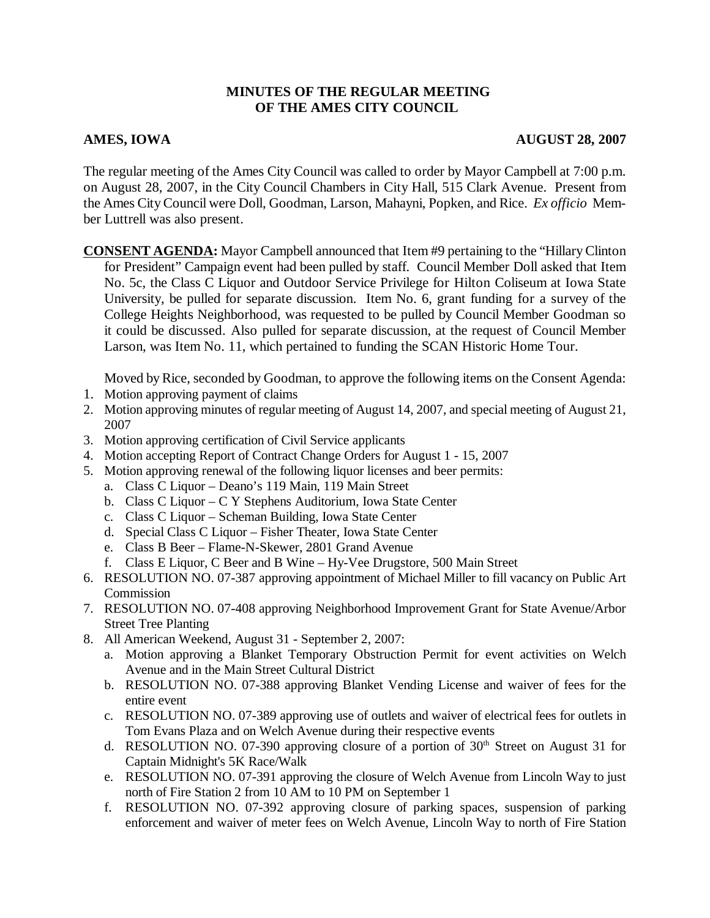# MINUTES OF THE REGULAR MEETING OF THE AMES CITY COUNCIL

**AMES, IOWA** **AUGUST 28, 2007**

The regular meeting of the Ames City Council was called to order by Mayor Campbell at 7:00 p.m. on August 28, 2007, in the City Council Chambers in City Hall, 515 Clark Avenue. Present from the Ames City Council were Doll, Goodman, Larson, Mahayni, Popken, and Rice. *Ex officio* Member Luttrell was also present.

**CONSENT AGENDA:** Mayor Campbell announced that Item #9 pertaining to the "Hillary Clinton for President" Campaign event had been pulled by staff. Council Member Doll asked that Item No. 5c, the Class C Liquor and Outdoor Service Privilege for Hilton Coliseum at Iowa State University, be pulled for separate discussion. Item No. 6, grant funding for a survey of the College Heights Neighborhood, was requested to be pulled by Council Member Goodman so it could be discussed. Also pulled for separate discussion, at the request of Council Member Larson, was Item No. 11, which pertained to funding the SCAN Historic Home Tour.

Moved by Rice, seconded by Goodman, to approve the following items on the Consent Agenda:

1. Motion approving payment of claims
2. Motion approving minutes of regular meeting of August 14, 2007, and special meeting of August 21, 2007
3. Motion approving certification of Civil Service applicants
4. Motion accepting Report of Contract Change Orders for August 1 - 15, 2007
5. Motion approving renewal of the following liquor licenses and beer permits:
   a. Class C Liquor – Deano's 119 Main, 119 Main Street
   b. Class C Liquor – C Y Stephens Auditorium, Iowa State Center
   c. Class C Liquor – Scheman Building, Iowa State Center
   d. Special Class C Liquor – Fisher Theater, Iowa State Center
   e. Class B Beer – Flame-N-Skewer, 2801 Grand Avenue
   f. Class E Liquor, C Beer and B Wine – Hy-Vee Drugstore, 500 Main Street
6. RESOLUTION NO. 07-387 approving appointment of Michael Miller to fill vacancy on Public Art Commission
7. RESOLUTION NO. 07-408 approving Neighborhood Improvement Grant for State Avenue/Arbor Street Tree Planting
8. All American Weekend, August 31 - September 2, 2007:
   a. Motion approving a Blanket Temporary Obstruction Permit for event activities on Welch Avenue and in the Main Street Cultural District
   b. RESOLUTION NO. 07-388 approving Blanket Vending License and waiver of fees for the entire event
   c. RESOLUTION NO. 07-389 approving use of outlets and waiver of electrical fees for outlets in Tom Evans Plaza and on Welch Avenue during their respective events
   d. RESOLUTION NO. 07-390 approving closure of a portion of 30th Street on August 31 for Captain Midnight's 5K Race/Walk
   e. RESOLUTION NO. 07-391 approving the closure of Welch Avenue from Lincoln Way to just north of Fire Station 2 from 10 AM to 10 PM on September 1
   f. RESOLUTION NO. 07-392 approving closure of parking spaces, suspension of parking enforcement and waiver of meter fees on Welch Avenue, Lincoln Way to north of Fire Station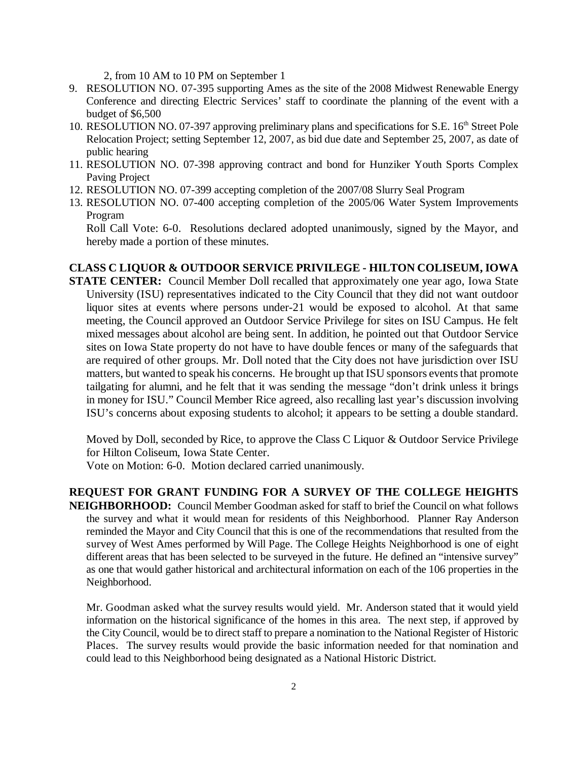2, from 10 AM to 10 PM on September 1

9. RESOLUTION NO. 07-395 supporting Ames as the site of the 2008 Midwest Renewable Energy Conference and directing Electric Services' staff to coordinate the planning of the event with a budget of $6,500
10. RESOLUTION NO. 07-397 approving preliminary plans and specifications for S.E. 16th Street Pole Relocation Project; setting September 12, 2007, as bid due date and September 25, 2007, as date of public hearing
11. RESOLUTION NO. 07-398 approving contract and bond for Hunziker Youth Sports Complex Paving Project
12. RESOLUTION NO. 07-399 accepting completion of the 2007/08 Slurry Seal Program
13. RESOLUTION NO. 07-400 accepting completion of the 2005/06 Water System Improvements Program

Roll Call Vote: 6-0. Resolutions declared adopted unanimously, signed by the Mayor, and hereby made a portion of these minutes.

**CLASS C LIQUOR & OUTDOOR SERVICE PRIVILEGE - HILTON COLISEUM, IOWA STATE CENTER:** Council Member Doll recalled that approximately one year ago, Iowa State University (ISU) representatives indicated to the City Council that they did not want outdoor liquor sites at events where persons under-21 would be exposed to alcohol. At that same meeting, the Council approved an Outdoor Service Privilege for sites on ISU Campus. He felt mixed messages about alcohol are being sent. In addition, he pointed out that Outdoor Service sites on Iowa State property do not have to have double fences or many of the safeguards that are required of other groups. Mr. Doll noted that the City does not have jurisdiction over ISU matters, but wanted to speak his concerns. He brought up that ISU sponsors events that promote tailgating for alumni, and he felt that it was sending the message "don't drink unless it brings in money for ISU." Council Member Rice agreed, also recalling last year's discussion involving ISU's concerns about exposing students to alcohol; it appears to be setting a double standard.

Moved by Doll, seconded by Rice, to approve the Class C Liquor & Outdoor Service Privilege for Hilton Coliseum, Iowa State Center.

Vote on Motion: 6-0. Motion declared carried unanimously.

**REQUEST FOR GRANT FUNDING FOR A SURVEY OF THE COLLEGE HEIGHTS NEIGHBORHOOD:** Council Member Goodman asked for staff to brief the Council on what follows the survey and what it would mean for residents of this Neighborhood. Planner Ray Anderson reminded the Mayor and City Council that this is one of the recommendations that resulted from the survey of West Ames performed by Will Page. The College Heights Neighborhood is one of eight different areas that has been selected to be surveyed in the future. He defined an "intensive survey" as one that would gather historical and architectural information on each of the 106 properties in the Neighborhood.

Mr. Goodman asked what the survey results would yield. Mr. Anderson stated that it would yield information on the historical significance of the homes in this area. The next step, if approved by the City Council, would be to direct staff to prepare a nomination to the National Register of Historic Places. The survey results would provide the basic information needed for that nomination and could lead to this Neighborhood being designated as a National Historic District.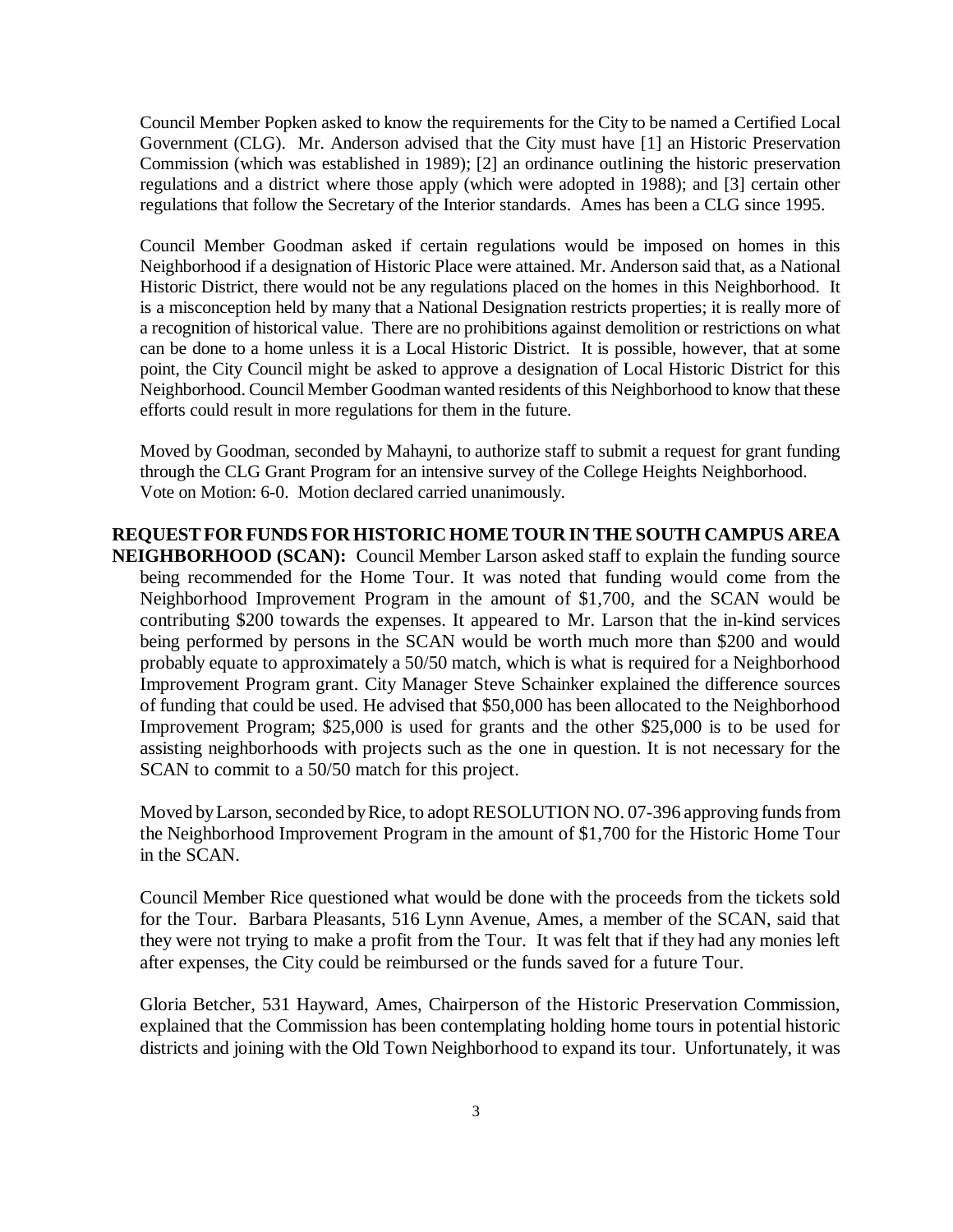Council Member Popken asked to know the requirements for the City to be named a Certified Local Government (CLG). Mr. Anderson advised that the City must have [1] an Historic Preservation Commission (which was established in 1989); [2] an ordinance outlining the historic preservation regulations and a district where those apply (which were adopted in 1988); and [3] certain other regulations that follow the Secretary of the Interior standards. Ames has been a CLG since 1995.

Council Member Goodman asked if certain regulations would be imposed on homes in this Neighborhood if a designation of Historic Place were attained. Mr. Anderson said that, as a National Historic District, there would not be any regulations placed on the homes in this Neighborhood. It is a misconception held by many that a National Designation restricts properties; it is really more of a recognition of historical value. There are no prohibitions against demolition or restrictions on what can be done to a home unless it is a Local Historic District. It is possible, however, that at some point, the City Council might be asked to approve a designation of Local Historic District for this Neighborhood. Council Member Goodman wanted residents of this Neighborhood to know that these efforts could result in more regulations for them in the future.

Moved by Goodman, seconded by Mahayni, to authorize staff to submit a request for grant funding through the CLG Grant Program for an intensive survey of the College Heights Neighborhood.
Vote on Motion: 6-0. Motion declared carried unanimously.

**REQUEST FOR FUNDS FOR HISTORIC HOME TOUR IN THE SOUTH CAMPUS AREA NEIGHBORHOOD (SCAN):** Council Member Larson asked staff to explain the funding source being recommended for the Home Tour. It was noted that funding would come from the Neighborhood Improvement Program in the amount of $1,700, and the SCAN would be contributing $200 towards the expenses. It appeared to Mr. Larson that the in-kind services being performed by persons in the SCAN would be worth much more than $200 and would probably equate to approximately a 50/50 match, which is what is required for a Neighborhood Improvement Program grant. City Manager Steve Schainker explained the difference sources of funding that could be used. He advised that $50,000 has been allocated to the Neighborhood Improvement Program; $25,000 is used for grants and the other $25,000 is to be used for assisting neighborhoods with projects such as the one in question. It is not necessary for the SCAN to commit to a 50/50 match for this project.

Moved by Larson, seconded by Rice, to adopt RESOLUTION NO. 07-396 approving funds from the Neighborhood Improvement Program in the amount of $1,700 for the Historic Home Tour in the SCAN.

Council Member Rice questioned what would be done with the proceeds from the tickets sold for the Tour. Barbara Pleasants, 516 Lynn Avenue, Ames, a member of the SCAN, said that they were not trying to make a profit from the Tour. It was felt that if they had any monies left after expenses, the City could be reimbursed or the funds saved for a future Tour.

Gloria Betcher, 531 Hayward, Ames, Chairperson of the Historic Preservation Commission, explained that the Commission has been contemplating holding home tours in potential historic districts and joining with the Old Town Neighborhood to expand its tour. Unfortunately, it was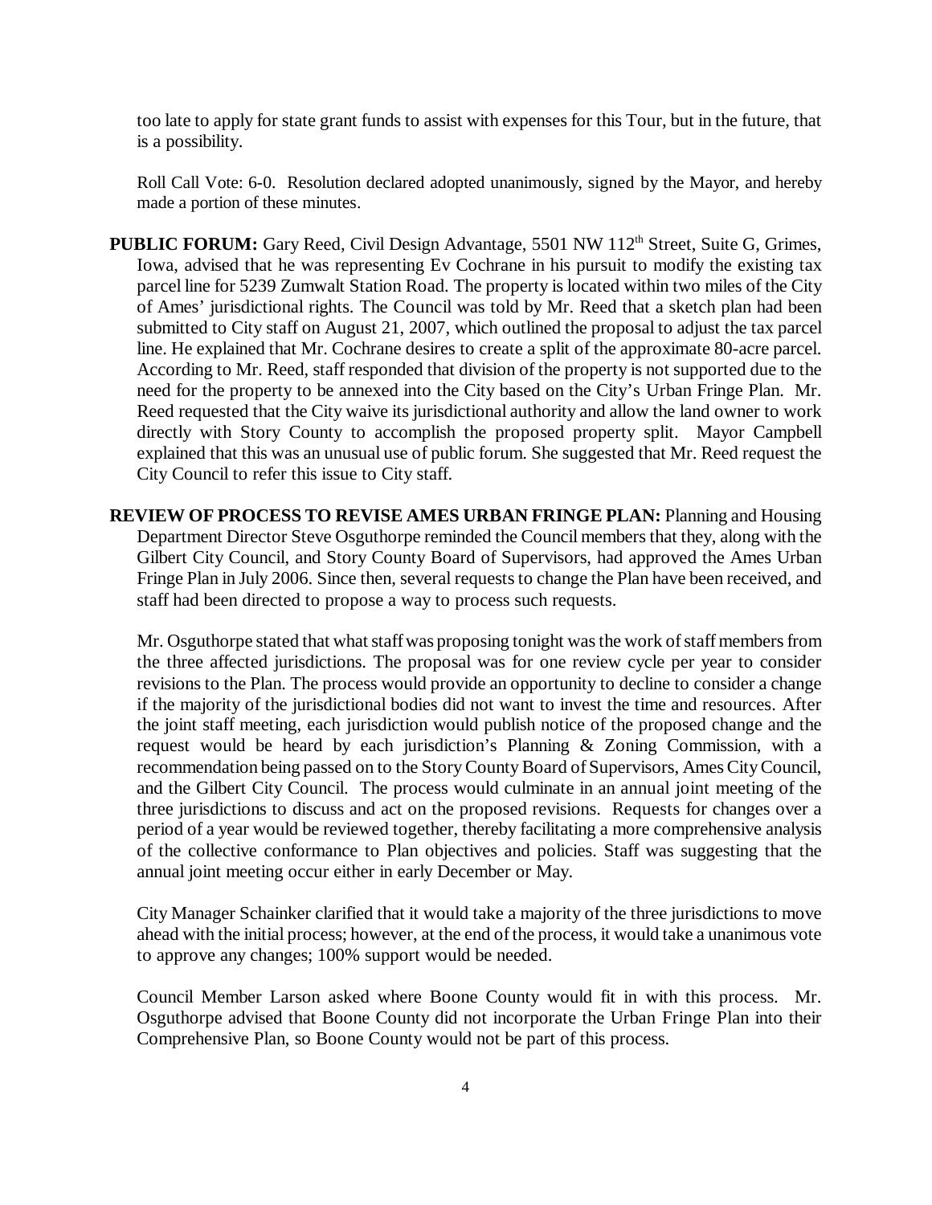too late to apply for state grant funds to assist with expenses for this Tour, but in the future, that is a possibility.

Roll Call Vote: 6-0. Resolution declared adopted unanimously, signed by the Mayor, and hereby made a portion of these minutes.

**PUBLIC FORUM:** Gary Reed, Civil Design Advantage, 5501 NW 112th Street, Suite G, Grimes, Iowa, advised that he was representing Ev Cochrane in his pursuit to modify the existing tax parcel line for 5239 Zumwalt Station Road. The property is located within two miles of the City of Ames' jurisdictional rights. The Council was told by Mr. Reed that a sketch plan had been submitted to City staff on August 21, 2007, which outlined the proposal to adjust the tax parcel line. He explained that Mr. Cochrane desires to create a split of the approximate 80-acre parcel. According to Mr. Reed, staff responded that division of the property is not supported due to the need for the property to be annexed into the City based on the City's Urban Fringe Plan. Mr. Reed requested that the City waive its jurisdictional authority and allow the land owner to work directly with Story County to accomplish the proposed property split. Mayor Campbell explained that this was an unusual use of public forum. She suggested that Mr. Reed request the City Council to refer this issue to City staff.

**REVIEW OF PROCESS TO REVISE AMES URBAN FRINGE PLAN:** Planning and Housing Department Director Steve Osguthorpe reminded the Council members that they, along with the Gilbert City Council, and Story County Board of Supervisors, had approved the Ames Urban Fringe Plan in July 2006. Since then, several requests to change the Plan have been received, and staff had been directed to propose a way to process such requests.

Mr. Osguthorpe stated that what staff was proposing tonight was the work of staff members from the three affected jurisdictions. The proposal was for one review cycle per year to consider revisions to the Plan. The process would provide an opportunity to decline to consider a change if the majority of the jurisdictional bodies did not want to invest the time and resources. After the joint staff meeting, each jurisdiction would publish notice of the proposed change and the request would be heard by each jurisdiction's Planning & Zoning Commission, with a recommendation being passed on to the Story County Board of Supervisors, Ames City Council, and the Gilbert City Council. The process would culminate in an annual joint meeting of the three jurisdictions to discuss and act on the proposed revisions. Requests for changes over a period of a year would be reviewed together, thereby facilitating a more comprehensive analysis of the collective conformance to Plan objectives and policies. Staff was suggesting that the annual joint meeting occur either in early December or May.

City Manager Schainker clarified that it would take a majority of the three jurisdictions to move ahead with the initial process; however, at the end of the process, it would take a unanimous vote to approve any changes; 100% support would be needed.

Council Member Larson asked where Boone County would fit in with this process. Mr. Osguthorpe advised that Boone County did not incorporate the Urban Fringe Plan into their Comprehensive Plan, so Boone County would not be part of this process.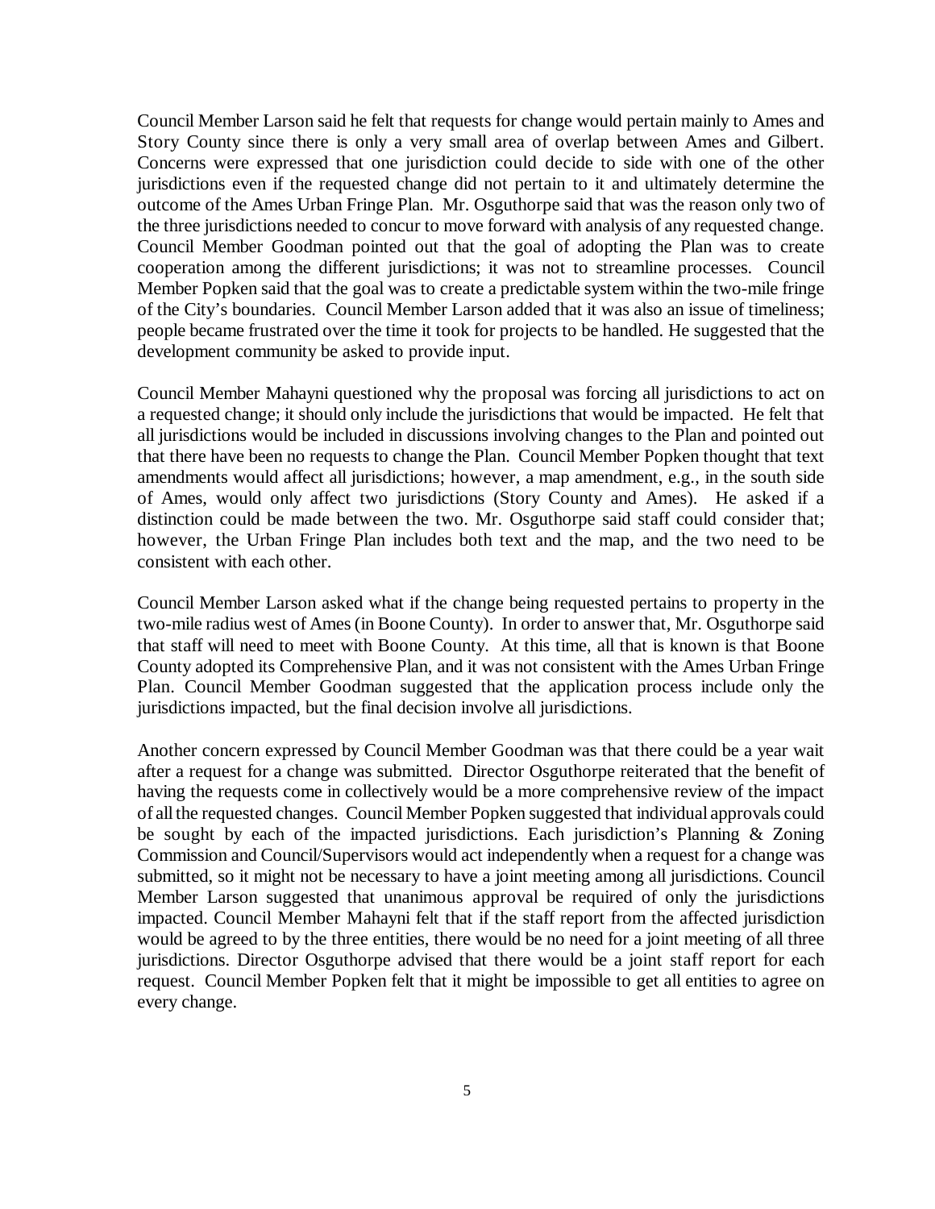Council Member Larson said he felt that requests for change would pertain mainly to Ames and Story County since there is only a very small area of overlap between Ames and Gilbert. Concerns were expressed that one jurisdiction could decide to side with one of the other jurisdictions even if the requested change did not pertain to it and ultimately determine the outcome of the Ames Urban Fringe Plan. Mr. Osguthorpe said that was the reason only two of the three jurisdictions needed to concur to move forward with analysis of any requested change. Council Member Goodman pointed out that the goal of adopting the Plan was to create cooperation among the different jurisdictions; it was not to streamline processes. Council Member Popken said that the goal was to create a predictable system within the two-mile fringe of the City's boundaries. Council Member Larson added that it was also an issue of timeliness; people became frustrated over the time it took for projects to be handled. He suggested that the development community be asked to provide input.

Council Member Mahayni questioned why the proposal was forcing all jurisdictions to act on a requested change; it should only include the jurisdictions that would be impacted. He felt that all jurisdictions would be included in discussions involving changes to the Plan and pointed out that there have been no requests to change the Plan. Council Member Popken thought that text amendments would affect all jurisdictions; however, a map amendment, e.g., in the south side of Ames, would only affect two jurisdictions (Story County and Ames). He asked if a distinction could be made between the two. Mr. Osguthorpe said staff could consider that; however, the Urban Fringe Plan includes both text and the map, and the two need to be consistent with each other.

Council Member Larson asked what if the change being requested pertains to property in the two-mile radius west of Ames (in Boone County). In order to answer that, Mr. Osguthorpe said that staff will need to meet with Boone County. At this time, all that is known is that Boone County adopted its Comprehensive Plan, and it was not consistent with the Ames Urban Fringe Plan. Council Member Goodman suggested that the application process include only the jurisdictions impacted, but the final decision involve all jurisdictions.

Another concern expressed by Council Member Goodman was that there could be a year wait after a request for a change was submitted. Director Osguthorpe reiterated that the benefit of having the requests come in collectively would be a more comprehensive review of the impact of all the requested changes. Council Member Popken suggested that individual approvals could be sought by each of the impacted jurisdictions. Each jurisdiction's Planning & Zoning Commission and Council/Supervisors would act independently when a request for a change was submitted, so it might not be necessary to have a joint meeting among all jurisdictions. Council Member Larson suggested that unanimous approval be required of only the jurisdictions impacted. Council Member Mahayni felt that if the staff report from the affected jurisdiction would be agreed to by the three entities, there would be no need for a joint meeting of all three jurisdictions. Director Osguthorpe advised that there would be a joint staff report for each request. Council Member Popken felt that it might be impossible to get all entities to agree on every change.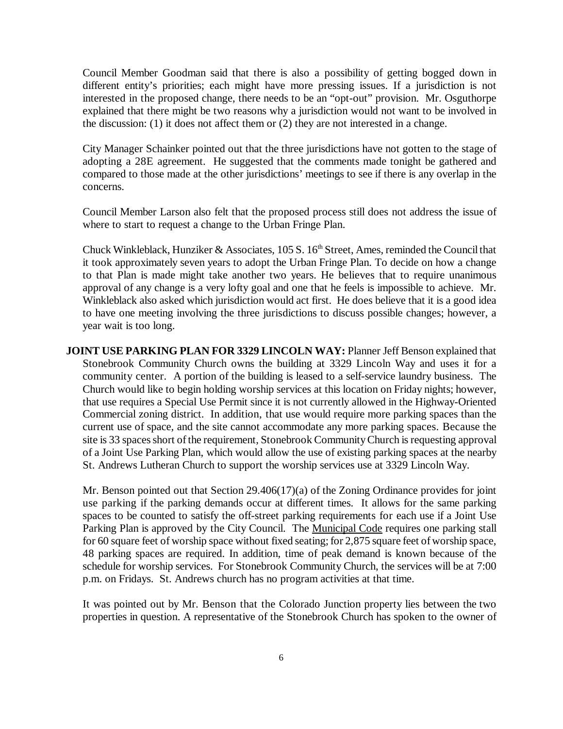Council Member Goodman said that there is also a possibility of getting bogged down in different entity's priorities; each might have more pressing issues. If a jurisdiction is not interested in the proposed change, there needs to be an "opt-out" provision. Mr. Osguthorpe explained that there might be two reasons why a jurisdiction would not want to be involved in the discussion: (1) it does not affect them or (2) they are not interested in a change.

City Manager Schainker pointed out that the three jurisdictions have not gotten to the stage of adopting a 28E agreement. He suggested that the comments made tonight be gathered and compared to those made at the other jurisdictions' meetings to see if there is any overlap in the concerns.

Council Member Larson also felt that the proposed process still does not address the issue of where to start to request a change to the Urban Fringe Plan.

Chuck Winkleblack, Hunziker & Associates, 105 S. 16th Street, Ames, reminded the Council that it took approximately seven years to adopt the Urban Fringe Plan. To decide on how a change to that Plan is made might take another two years. He believes that to require unanimous approval of any change is a very lofty goal and one that he feels is impossible to achieve. Mr. Winkleblack also asked which jurisdiction would act first. He does believe that it is a good idea to have one meeting involving the three jurisdictions to discuss possible changes; however, a year wait is too long.

**JOINT USE PARKING PLAN FOR 3329 LINCOLN WAY:** Planner Jeff Benson explained that Stonebrook Community Church owns the building at 3329 Lincoln Way and uses it for a community center. A portion of the building is leased to a self-service laundry business. The Church would like to begin holding worship services at this location on Friday nights; however, that use requires a Special Use Permit since it is not currently allowed in the Highway-Oriented Commercial zoning district. In addition, that use would require more parking spaces than the current use of space, and the site cannot accommodate any more parking spaces. Because the site is 33 spaces short of the requirement, Stonebrook Community Church is requesting approval of a Joint Use Parking Plan, which would allow the use of existing parking spaces at the nearby St. Andrews Lutheran Church to support the worship services use at 3329 Lincoln Way.

Mr. Benson pointed out that Section 29.406(17)(a) of the Zoning Ordinance provides for joint use parking if the parking demands occur at different times. It allows for the same parking spaces to be counted to satisfy the off-street parking requirements for each use if a Joint Use Parking Plan is approved by the City Council. The Municipal Code requires one parking stall for 60 square feet of worship space without fixed seating; for 2,875 square feet of worship space, 48 parking spaces are required. In addition, time of peak demand is known because of the schedule for worship services. For Stonebrook Community Church, the services will be at 7:00 p.m. on Fridays. St. Andrews church has no program activities at that time.

It was pointed out by Mr. Benson that the Colorado Junction property lies between the two properties in question. A representative of the Stonebrook Church has spoken to the owner of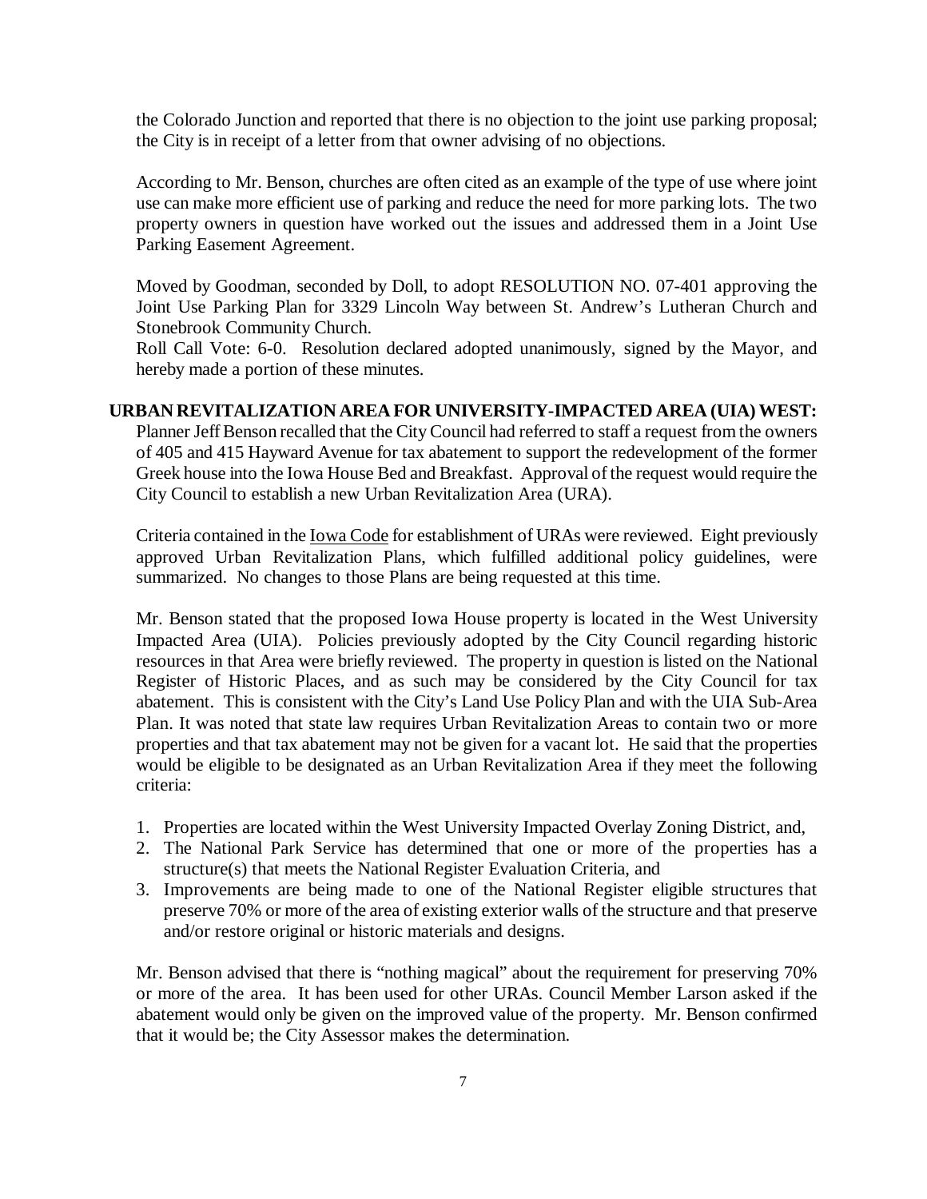the Colorado Junction and reported that there is no objection to the joint use parking proposal; the City is in receipt of a letter from that owner advising of no objections.

According to Mr. Benson, churches are often cited as an example of the type of use where joint use can make more efficient use of parking and reduce the need for more parking lots. The two property owners in question have worked out the issues and addressed them in a Joint Use Parking Easement Agreement.

Moved by Goodman, seconded by Doll, to adopt RESOLUTION NO. 07-401 approving the Joint Use Parking Plan for 3329 Lincoln Way between St. Andrew's Lutheran Church and Stonebrook Community Church.
Roll Call Vote: 6-0. Resolution declared adopted unanimously, signed by the Mayor, and hereby made a portion of these minutes.

**URBAN REVITALIZATION AREA FOR UNIVERSITY-IMPACTED AREA (UIA) WEST:** Planner Jeff Benson recalled that the City Council had referred to staff a request from the owners of 405 and 415 Hayward Avenue for tax abatement to support the redevelopment of the former Greek house into the Iowa House Bed and Breakfast. Approval of the request would require the City Council to establish a new Urban Revitalization Area (URA).

Criteria contained in the Iowa Code for establishment of URAs were reviewed. Eight previously approved Urban Revitalization Plans, which fulfilled additional policy guidelines, were summarized. No changes to those Plans are being requested at this time.

Mr. Benson stated that the proposed Iowa House property is located in the West University Impacted Area (UIA). Policies previously adopted by the City Council regarding historic resources in that Area were briefly reviewed. The property in question is listed on the National Register of Historic Places, and as such may be considered by the City Council for tax abatement. This is consistent with the City's Land Use Policy Plan and with the UIA Sub-Area Plan. It was noted that state law requires Urban Revitalization Areas to contain two or more properties and that tax abatement may not be given for a vacant lot. He said that the properties would be eligible to be designated as an Urban Revitalization Area if they meet the following criteria:

1. Properties are located within the West University Impacted Overlay Zoning District, and,
2. The National Park Service has determined that one or more of the properties has a structure(s) that meets the National Register Evaluation Criteria, and
3. Improvements are being made to one of the National Register eligible structures that preserve 70% or more of the area of existing exterior walls of the structure and that preserve and/or restore original or historic materials and designs.

Mr. Benson advised that there is "nothing magical" about the requirement for preserving 70% or more of the area. It has been used for other URAs. Council Member Larson asked if the abatement would only be given on the improved value of the property. Mr. Benson confirmed that it would be; the City Assessor makes the determination.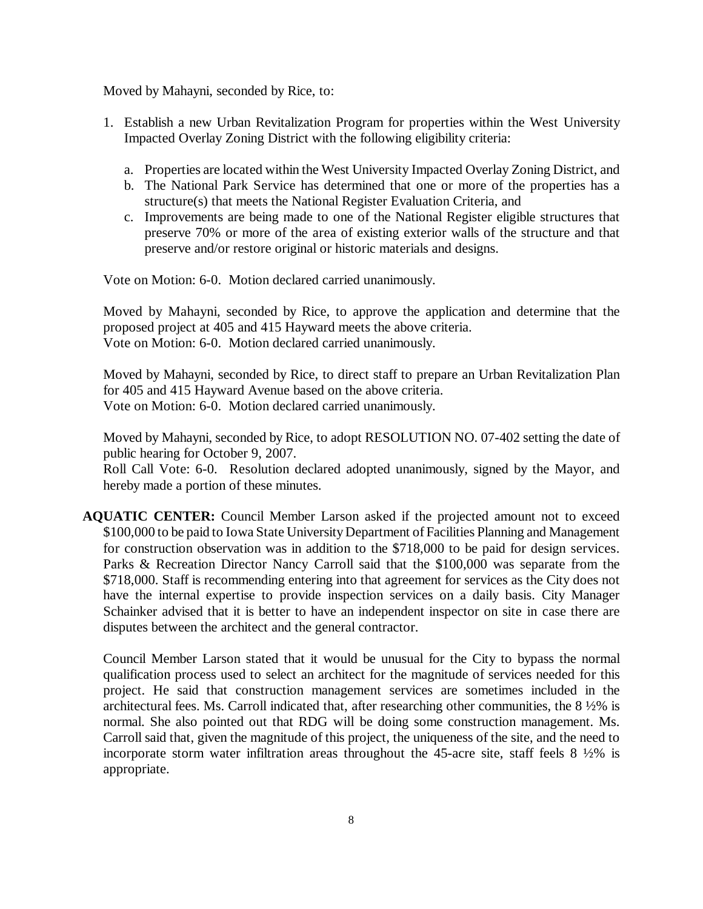Moved by Mahayni, seconded by Rice, to:

1. Establish a new Urban Revitalization Program for properties within the West University Impacted Overlay Zoning District with the following eligibility criteria:

   a. Properties are located within the West University Impacted Overlay Zoning District, and
   b. The National Park Service has determined that one or more of the properties has a structure(s) that meets the National Register Evaluation Criteria, and
   c. Improvements are being made to one of the National Register eligible structures that preserve 70% or more of the area of existing exterior walls of the structure and that preserve and/or restore original or historic materials and designs.

Vote on Motion: 6-0. Motion declared carried unanimously.

Moved by Mahayni, seconded by Rice, to approve the application and determine that the proposed project at 405 and 415 Hayward meets the above criteria.
Vote on Motion: 6-0. Motion declared carried unanimously.

Moved by Mahayni, seconded by Rice, to direct staff to prepare an Urban Revitalization Plan for 405 and 415 Hayward Avenue based on the above criteria.
Vote on Motion: 6-0. Motion declared carried unanimously.

Moved by Mahayni, seconded by Rice, to adopt RESOLUTION NO. 07-402 setting the date of public hearing for October 9, 2007.
Roll Call Vote: 6-0. Resolution declared adopted unanimously, signed by the Mayor, and hereby made a portion of these minutes.

**AQUATIC CENTER:** Council Member Larson asked if the projected amount not to exceed $100,000 to be paid to Iowa State University Department of Facilities Planning and Management for construction observation was in addition to the $718,000 to be paid for design services. Parks & Recreation Director Nancy Carroll said that the $100,000 was separate from the $718,000. Staff is recommending entering into that agreement for services as the City does not have the internal expertise to provide inspection services on a daily basis. City Manager Schainker advised that it is better to have an independent inspector on site in case there are disputes between the architect and the general contractor.

Council Member Larson stated that it would be unusual for the City to bypass the normal qualification process used to select an architect for the magnitude of services needed for this project. He said that construction management services are sometimes included in the architectural fees. Ms. Carroll indicated that, after researching other communities, the 8 ½% is normal. She also pointed out that RDG will be doing some construction management. Ms. Carroll said that, given the magnitude of this project, the uniqueness of the site, and the need to incorporate storm water infiltration areas throughout the 45-acre site, staff feels 8 ½% is appropriate.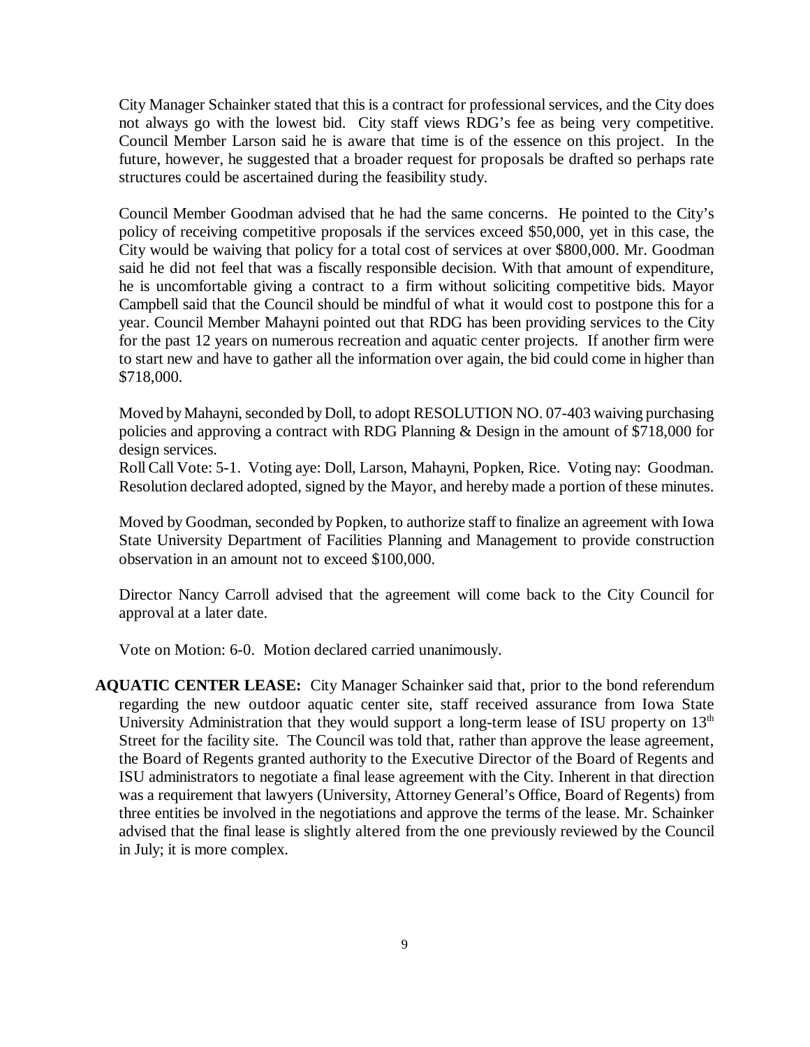City Manager Schainker stated that this is a contract for professional services, and the City does not always go with the lowest bid. City staff views RDG's fee as being very competitive. Council Member Larson said he is aware that time is of the essence on this project. In the future, however, he suggested that a broader request for proposals be drafted so perhaps rate structures could be ascertained during the feasibility study.

Council Member Goodman advised that he had the same concerns. He pointed to the City's policy of receiving competitive proposals if the services exceed $50,000, yet in this case, the City would be waiving that policy for a total cost of services at over $800,000. Mr. Goodman said he did not feel that was a fiscally responsible decision. With that amount of expenditure, he is uncomfortable giving a contract to a firm without soliciting competitive bids. Mayor Campbell said that the Council should be mindful of what it would cost to postpone this for a year. Council Member Mahayni pointed out that RDG has been providing services to the City for the past 12 years on numerous recreation and aquatic center projects. If another firm were to start new and have to gather all the information over again, the bid could come in higher than $718,000.

Moved by Mahayni, seconded by Doll, to adopt RESOLUTION NO. 07-403 waiving purchasing policies and approving a contract with RDG Planning & Design in the amount of $718,000 for design services.
Roll Call Vote: 5-1. Voting aye: Doll, Larson, Mahayni, Popken, Rice. Voting nay: Goodman. Resolution declared adopted, signed by the Mayor, and hereby made a portion of these minutes.

Moved by Goodman, seconded by Popken, to authorize staff to finalize an agreement with Iowa State University Department of Facilities Planning and Management to provide construction observation in an amount not to exceed $100,000.

Director Nancy Carroll advised that the agreement will come back to the City Council for approval at a later date.

Vote on Motion: 6-0. Motion declared carried unanimously.

**AQUATIC CENTER LEASE:** City Manager Schainker said that, prior to the bond referendum regarding the new outdoor aquatic center site, staff received assurance from Iowa State University Administration that they would support a long-term lease of ISU property on 13th Street for the facility site. The Council was told that, rather than approve the lease agreement, the Board of Regents granted authority to the Executive Director of the Board of Regents and ISU administrators to negotiate a final lease agreement with the City. Inherent in that direction was a requirement that lawyers (University, Attorney General's Office, Board of Regents) from three entities be involved in the negotiations and approve the terms of the lease. Mr. Schainker advised that the final lease is slightly altered from the one previously reviewed by the Council in July; it is more complex.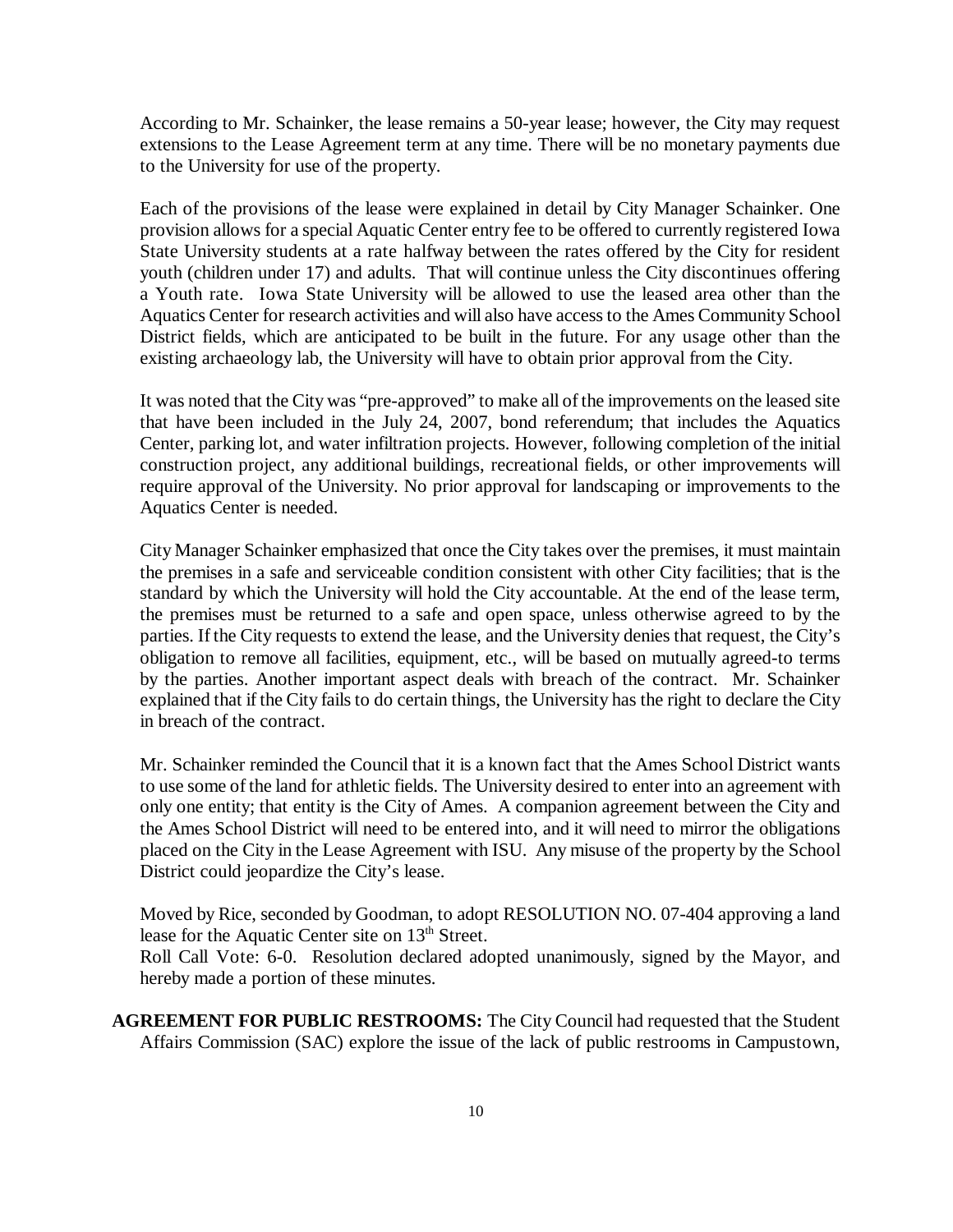According to Mr. Schainker, the lease remains a 50-year lease; however, the City may request extensions to the Lease Agreement term at any time. There will be no monetary payments due to the University for use of the property.

Each of the provisions of the lease were explained in detail by City Manager Schainker. One provision allows for a special Aquatic Center entry fee to be offered to currently registered Iowa State University students at a rate halfway between the rates offered by the City for resident youth (children under 17) and adults. That will continue unless the City discontinues offering a Youth rate. Iowa State University will be allowed to use the leased area other than the Aquatics Center for research activities and will also have access to the Ames Community School District fields, which are anticipated to be built in the future. For any usage other than the existing archaeology lab, the University will have to obtain prior approval from the City.

It was noted that the City was "pre-approved" to make all of the improvements on the leased site that have been included in the July 24, 2007, bond referendum; that includes the Aquatics Center, parking lot, and water infiltration projects. However, following completion of the initial construction project, any additional buildings, recreational fields, or other improvements will require approval of the University. No prior approval for landscaping or improvements to the Aquatics Center is needed.

City Manager Schainker emphasized that once the City takes over the premises, it must maintain the premises in a safe and serviceable condition consistent with other City facilities; that is the standard by which the University will hold the City accountable. At the end of the lease term, the premises must be returned to a safe and open space, unless otherwise agreed to by the parties. If the City requests to extend the lease, and the University denies that request, the City's obligation to remove all facilities, equipment, etc., will be based on mutually agreed-to terms by the parties. Another important aspect deals with breach of the contract. Mr. Schainker explained that if the City fails to do certain things, the University has the right to declare the City in breach of the contract.

Mr. Schainker reminded the Council that it is a known fact that the Ames School District wants to use some of the land for athletic fields. The University desired to enter into an agreement with only one entity; that entity is the City of Ames. A companion agreement between the City and the Ames School District will need to be entered into, and it will need to mirror the obligations placed on the City in the Lease Agreement with ISU. Any misuse of the property by the School District could jeopardize the City's lease.

Moved by Rice, seconded by Goodman, to adopt RESOLUTION NO. 07-404 approving a land lease for the Aquatic Center site on 13th Street.
Roll Call Vote: 6-0. Resolution declared adopted unanimously, signed by the Mayor, and hereby made a portion of these minutes.

**AGREEMENT FOR PUBLIC RESTROOMS:** The City Council had requested that the Student Affairs Commission (SAC) explore the issue of the lack of public restrooms in Campustown,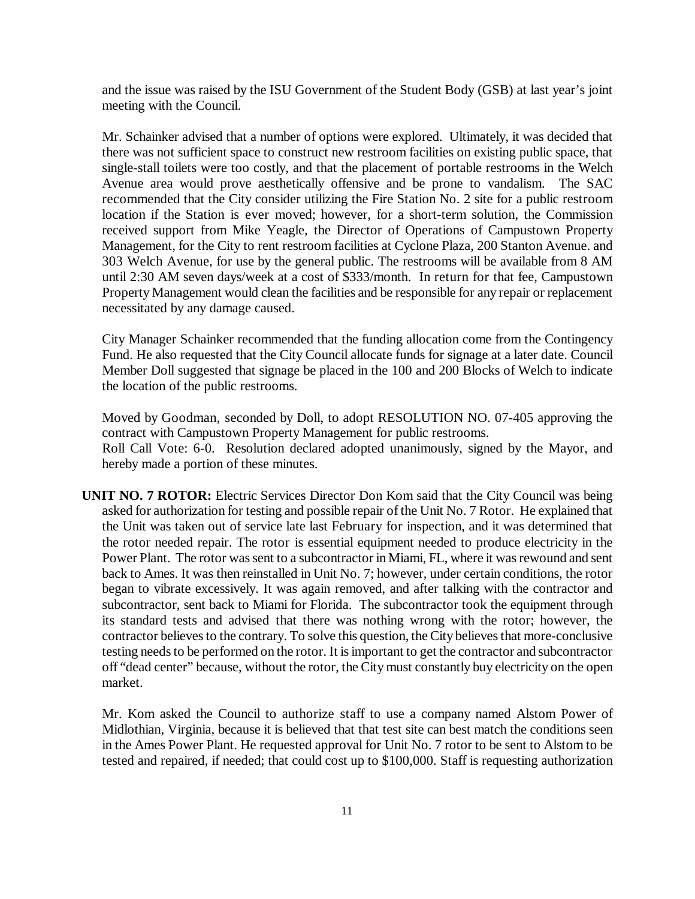and the issue was raised by the ISU Government of the Student Body (GSB) at last year's joint meeting with the Council.

Mr. Schainker advised that a number of options were explored. Ultimately, it was decided that there was not sufficient space to construct new restroom facilities on existing public space, that single-stall toilets were too costly, and that the placement of portable restrooms in the Welch Avenue area would prove aesthetically offensive and be prone to vandalism. The SAC recommended that the City consider utilizing the Fire Station No. 2 site for a public restroom location if the Station is ever moved; however, for a short-term solution, the Commission received support from Mike Yeagle, the Director of Operations of Campustown Property Management, for the City to rent restroom facilities at Cyclone Plaza, 200 Stanton Avenue. and 303 Welch Avenue, for use by the general public. The restrooms will be available from 8 AM until 2:30 AM seven days/week at a cost of $333/month. In return for that fee, Campustown Property Management would clean the facilities and be responsible for any repair or replacement necessitated by any damage caused.

City Manager Schainker recommended that the funding allocation come from the Contingency Fund. He also requested that the City Council allocate funds for signage at a later date. Council Member Doll suggested that signage be placed in the 100 and 200 Blocks of Welch to indicate the location of the public restrooms.

Moved by Goodman, seconded by Doll, to adopt RESOLUTION NO. 07-405 approving the contract with Campustown Property Management for public restrooms.
Roll Call Vote: 6-0. Resolution declared adopted unanimously, signed by the Mayor, and hereby made a portion of these minutes.

**UNIT NO. 7 ROTOR:** Electric Services Director Don Kom said that the City Council was being asked for authorization for testing and possible repair of the Unit No. 7 Rotor. He explained that the Unit was taken out of service late last February for inspection, and it was determined that the rotor needed repair. The rotor is essential equipment needed to produce electricity in the Power Plant. The rotor was sent to a subcontractor in Miami, FL, where it was rewound and sent back to Ames. It was then reinstalled in Unit No. 7; however, under certain conditions, the rotor began to vibrate excessively. It was again removed, and after talking with the contractor and subcontractor, sent back to Miami for Florida. The subcontractor took the equipment through its standard tests and advised that there was nothing wrong with the rotor; however, the contractor believes to the contrary. To solve this question, the City believes that more-conclusive testing needs to be performed on the rotor. It is important to get the contractor and subcontractor off "dead center" because, without the rotor, the City must constantly buy electricity on the open market.

Mr. Kom asked the Council to authorize staff to use a company named Alstom Power of Midlothian, Virginia, because it is believed that that test site can best match the conditions seen in the Ames Power Plant. He requested approval for Unit No. 7 rotor to be sent to Alstom to be tested and repaired, if needed; that could cost up to $100,000. Staff is requesting authorization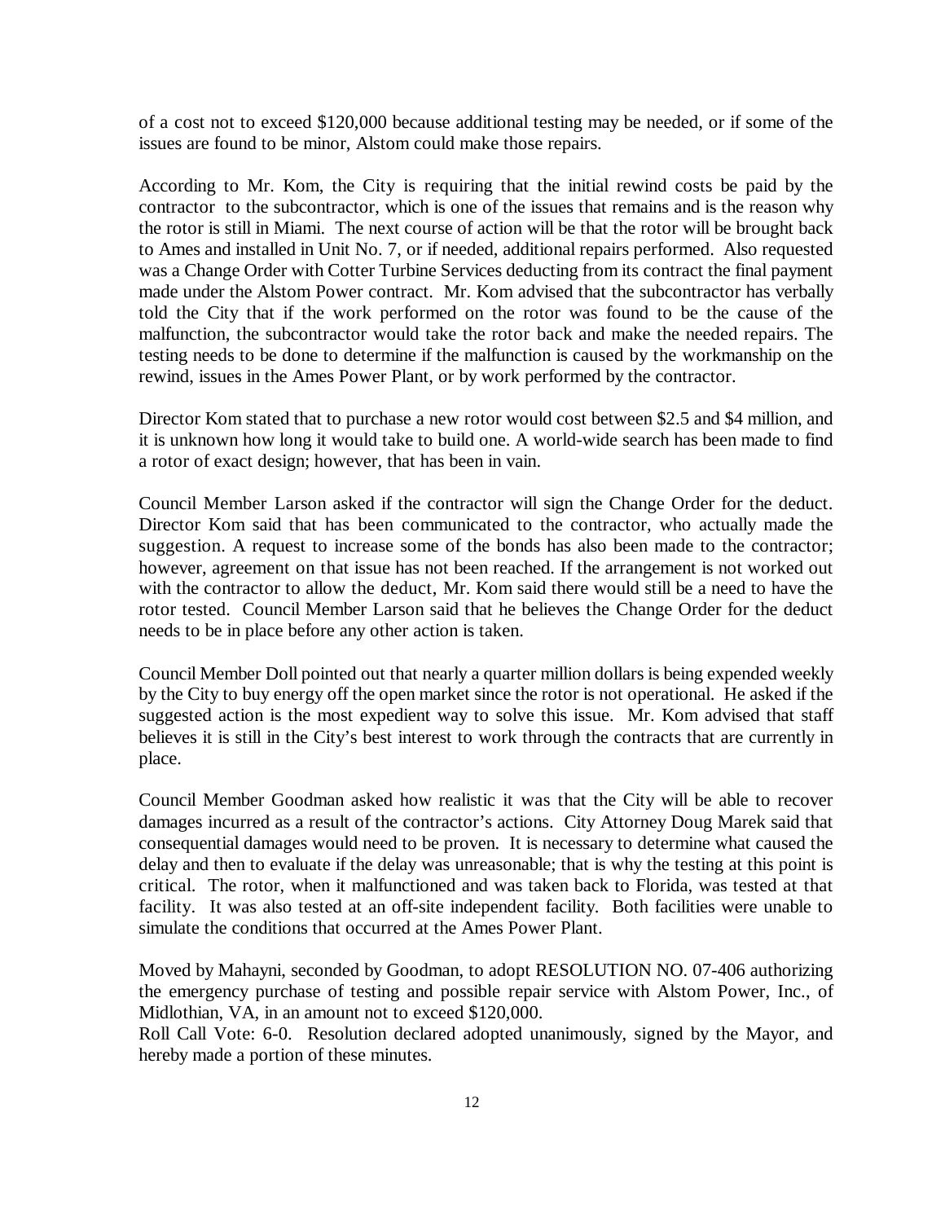of a cost not to exceed $120,000 because additional testing may be needed, or if some of the issues are found to be minor, Alstom could make those repairs.

According to Mr. Kom, the City is requiring that the initial rewind costs be paid by the contractor to the subcontractor, which is one of the issues that remains and is the reason why the rotor is still in Miami. The next course of action will be that the rotor will be brought back to Ames and installed in Unit No. 7, or if needed, additional repairs performed. Also requested was a Change Order with Cotter Turbine Services deducting from its contract the final payment made under the Alstom Power contract. Mr. Kom advised that the subcontractor has verbally told the City that if the work performed on the rotor was found to be the cause of the malfunction, the subcontractor would take the rotor back and make the needed repairs. The testing needs to be done to determine if the malfunction is caused by the workmanship on the rewind, issues in the Ames Power Plant, or by work performed by the contractor.

Director Kom stated that to purchase a new rotor would cost between $2.5 and $4 million, and it is unknown how long it would take to build one. A world-wide search has been made to find a rotor of exact design; however, that has been in vain.

Council Member Larson asked if the contractor will sign the Change Order for the deduct. Director Kom said that has been communicated to the contractor, who actually made the suggestion. A request to increase some of the bonds has also been made to the contractor; however, agreement on that issue has not been reached. If the arrangement is not worked out with the contractor to allow the deduct, Mr. Kom said there would still be a need to have the rotor tested. Council Member Larson said that he believes the Change Order for the deduct needs to be in place before any other action is taken.

Council Member Doll pointed out that nearly a quarter million dollars is being expended weekly by the City to buy energy off the open market since the rotor is not operational. He asked if the suggested action is the most expedient way to solve this issue. Mr. Kom advised that staff believes it is still in the City's best interest to work through the contracts that are currently in place.

Council Member Goodman asked how realistic it was that the City will be able to recover damages incurred as a result of the contractor's actions. City Attorney Doug Marek said that consequential damages would need to be proven. It is necessary to determine what caused the delay and then to evaluate if the delay was unreasonable; that is why the testing at this point is critical. The rotor, when it malfunctioned and was taken back to Florida, was tested at that facility. It was also tested at an off-site independent facility. Both facilities were unable to simulate the conditions that occurred at the Ames Power Plant.

Moved by Mahayni, seconded by Goodman, to adopt RESOLUTION NO. 07-406 authorizing the emergency purchase of testing and possible repair service with Alstom Power, Inc., of Midlothian, VA, in an amount not to exceed $120,000.
Roll Call Vote: 6-0. Resolution declared adopted unanimously, signed by the Mayor, and hereby made a portion of these minutes.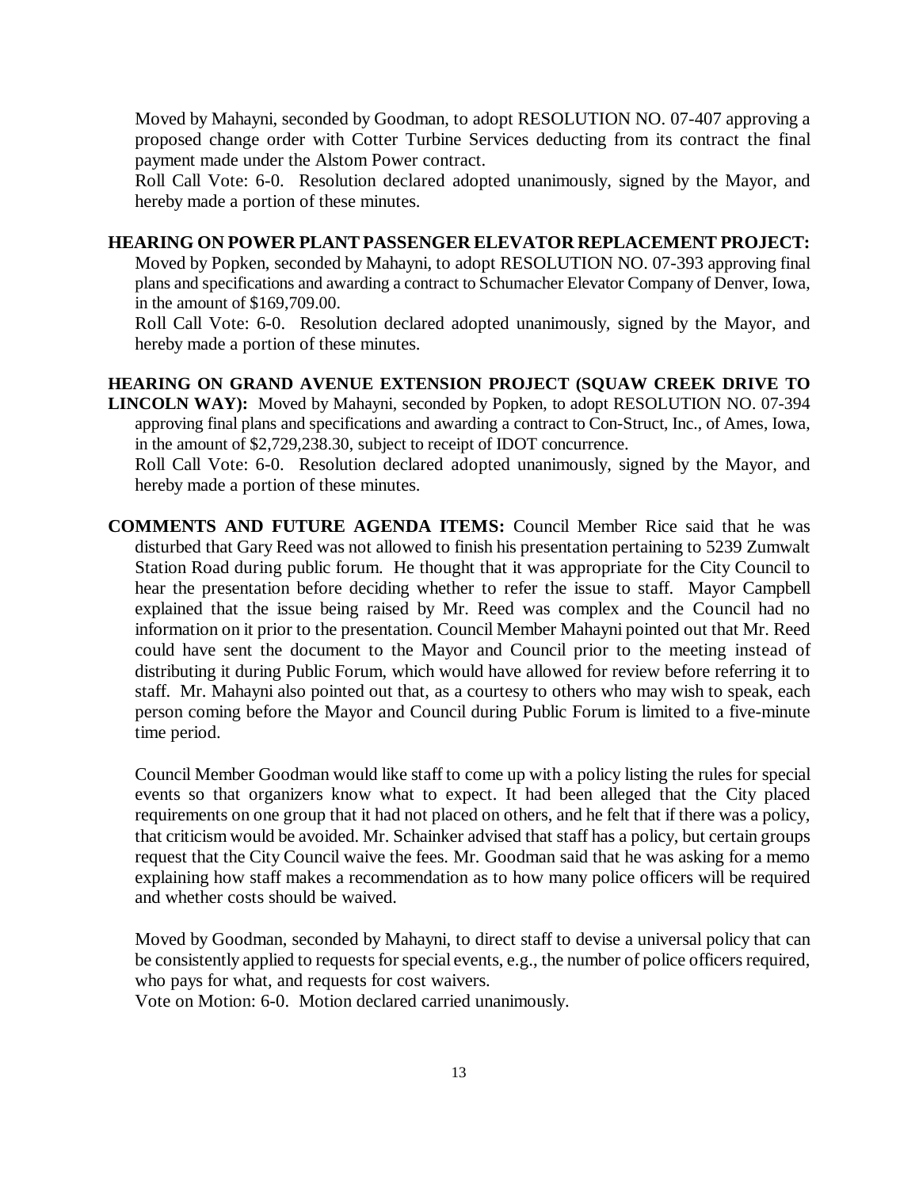Moved by Mahayni, seconded by Goodman, to adopt RESOLUTION NO. 07-407 approving a proposed change order with Cotter Turbine Services deducting from its contract the final payment made under the Alstom Power contract.

Roll Call Vote: 6-0. Resolution declared adopted unanimously, signed by the Mayor, and hereby made a portion of these minutes.

**HEARING ON POWER PLANT PASSENGER ELEVATOR REPLACEMENT PROJECT:** Moved by Popken, seconded by Mahayni, to adopt RESOLUTION NO. 07-393 approving final plans and specifications and awarding a contract to Schumacher Elevator Company of Denver, Iowa, in the amount of $169,709.00.

Roll Call Vote: 6-0. Resolution declared adopted unanimously, signed by the Mayor, and hereby made a portion of these minutes.

**HEARING ON GRAND AVENUE EXTENSION PROJECT (SQUAW CREEK DRIVE TO LINCOLN WAY):** Moved by Mahayni, seconded by Popken, to adopt RESOLUTION NO. 07-394 approving final plans and specifications and awarding a contract to Con-Struct, Inc., of Ames, Iowa, in the amount of $2,729,238.30, subject to receipt of IDOT concurrence.

Roll Call Vote: 6-0. Resolution declared adopted unanimously, signed by the Mayor, and hereby made a portion of these minutes.

**COMMENTS AND FUTURE AGENDA ITEMS:** Council Member Rice said that he was disturbed that Gary Reed was not allowed to finish his presentation pertaining to 5239 Zumwalt Station Road during public forum. He thought that it was appropriate for the City Council to hear the presentation before deciding whether to refer the issue to staff. Mayor Campbell explained that the issue being raised by Mr. Reed was complex and the Council had no information on it prior to the presentation. Council Member Mahayni pointed out that Mr. Reed could have sent the document to the Mayor and Council prior to the meeting instead of distributing it during Public Forum, which would have allowed for review before referring it to staff. Mr. Mahayni also pointed out that, as a courtesy to others who may wish to speak, each person coming before the Mayor and Council during Public Forum is limited to a five-minute time period.

Council Member Goodman would like staff to come up with a policy listing the rules for special events so that organizers know what to expect. It had been alleged that the City placed requirements on one group that it had not placed on others, and he felt that if there was a policy, that criticism would be avoided. Mr. Schainker advised that staff has a policy, but certain groups request that the City Council waive the fees. Mr. Goodman said that he was asking for a memo explaining how staff makes a recommendation as to how many police officers will be required and whether costs should be waived.

Moved by Goodman, seconded by Mahayni, to direct staff to devise a universal policy that can be consistently applied to requests for special events, e.g., the number of police officers required, who pays for what, and requests for cost waivers.

Vote on Motion: 6-0. Motion declared carried unanimously.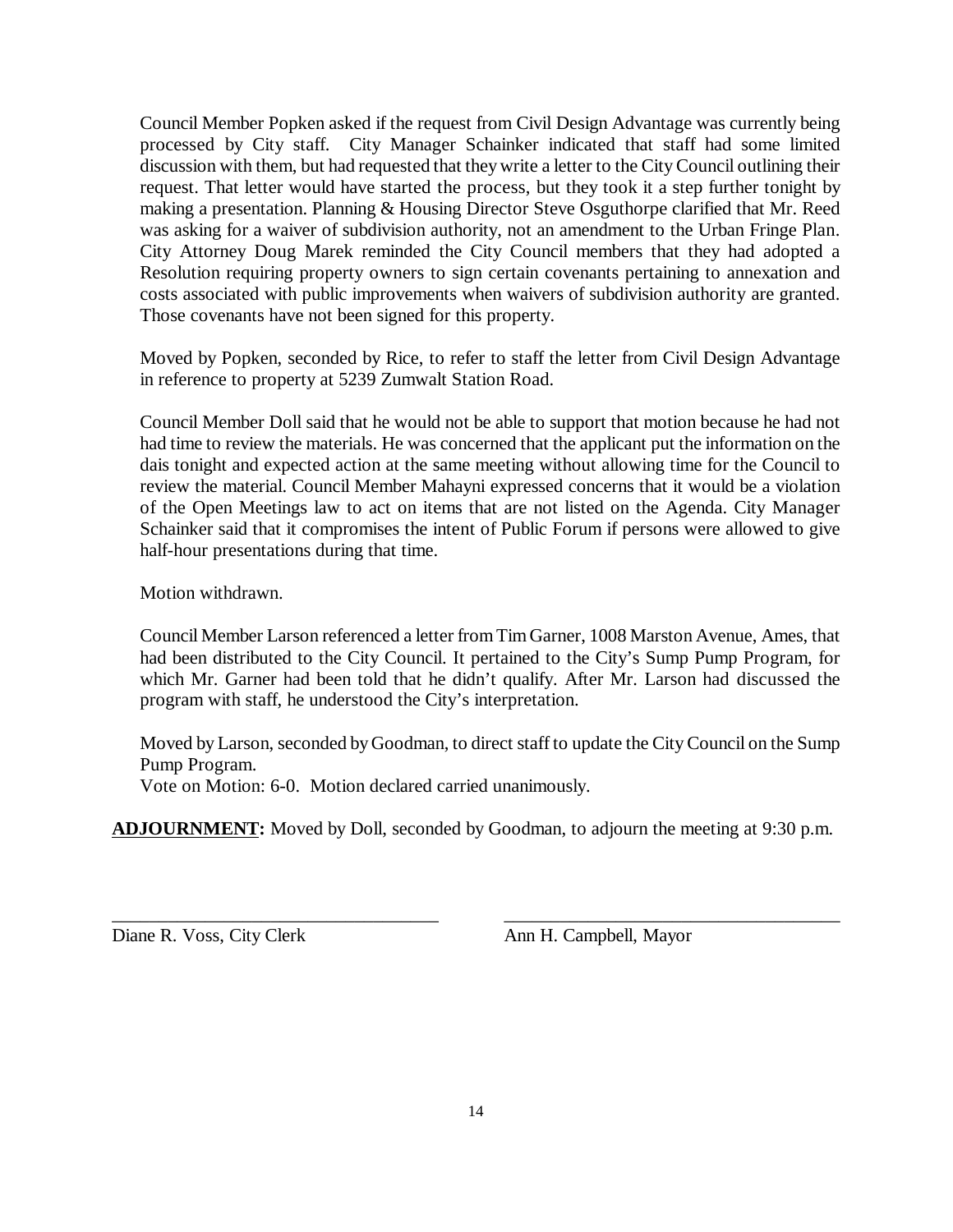Council Member Popken asked if the request from Civil Design Advantage was currently being processed by City staff. City Manager Schainker indicated that staff had some limited discussion with them, but had requested that they write a letter to the City Council outlining their request. That letter would have started the process, but they took it a step further tonight by making a presentation. Planning & Housing Director Steve Osguthorpe clarified that Mr. Reed was asking for a waiver of subdivision authority, not an amendment to the Urban Fringe Plan. City Attorney Doug Marek reminded the City Council members that they had adopted a Resolution requiring property owners to sign certain covenants pertaining to annexation and costs associated with public improvements when waivers of subdivision authority are granted. Those covenants have not been signed for this property.

Moved by Popken, seconded by Rice, to refer to staff the letter from Civil Design Advantage in reference to property at 5239 Zumwalt Station Road.

Council Member Doll said that he would not be able to support that motion because he had not had time to review the materials. He was concerned that the applicant put the information on the dais tonight and expected action at the same meeting without allowing time for the Council to review the material. Council Member Mahayni expressed concerns that it would be a violation of the Open Meetings law to act on items that are not listed on the Agenda. City Manager Schainker said that it compromises the intent of Public Forum if persons were allowed to give half-hour presentations during that time.

Motion withdrawn.

Council Member Larson referenced a letter from Tim Garner, 1008 Marston Avenue, Ames, that had been distributed to the City Council. It pertained to the City's Sump Pump Program, for which Mr. Garner had been told that he didn't qualify. After Mr. Larson had discussed the program with staff, he understood the City's interpretation.

Moved by Larson, seconded by Goodman, to direct staff to update the City Council on the Sump Pump Program.
Vote on Motion: 6-0. Motion declared carried unanimously.

**ADJOURNMENT:** Moved by Doll, seconded by Goodman, to adjourn the meeting at 9:30 p.m.

\_\_\_\_\_\_\_\_\_\_\_\_\_\_\_\_\_\_\_\_\_\_\_\_\_\_\_\_\_\_\_\_\_\_\_\_ \_\_\_\_\_\_\_\_\_\_\_\_\_\_\_\_\_\_\_\_\_\_\_\_\_\_\_\_\_\_\_\_\_\_\_\_

Diane R. Voss, City Clerk Ann H. Campbell, Mayor